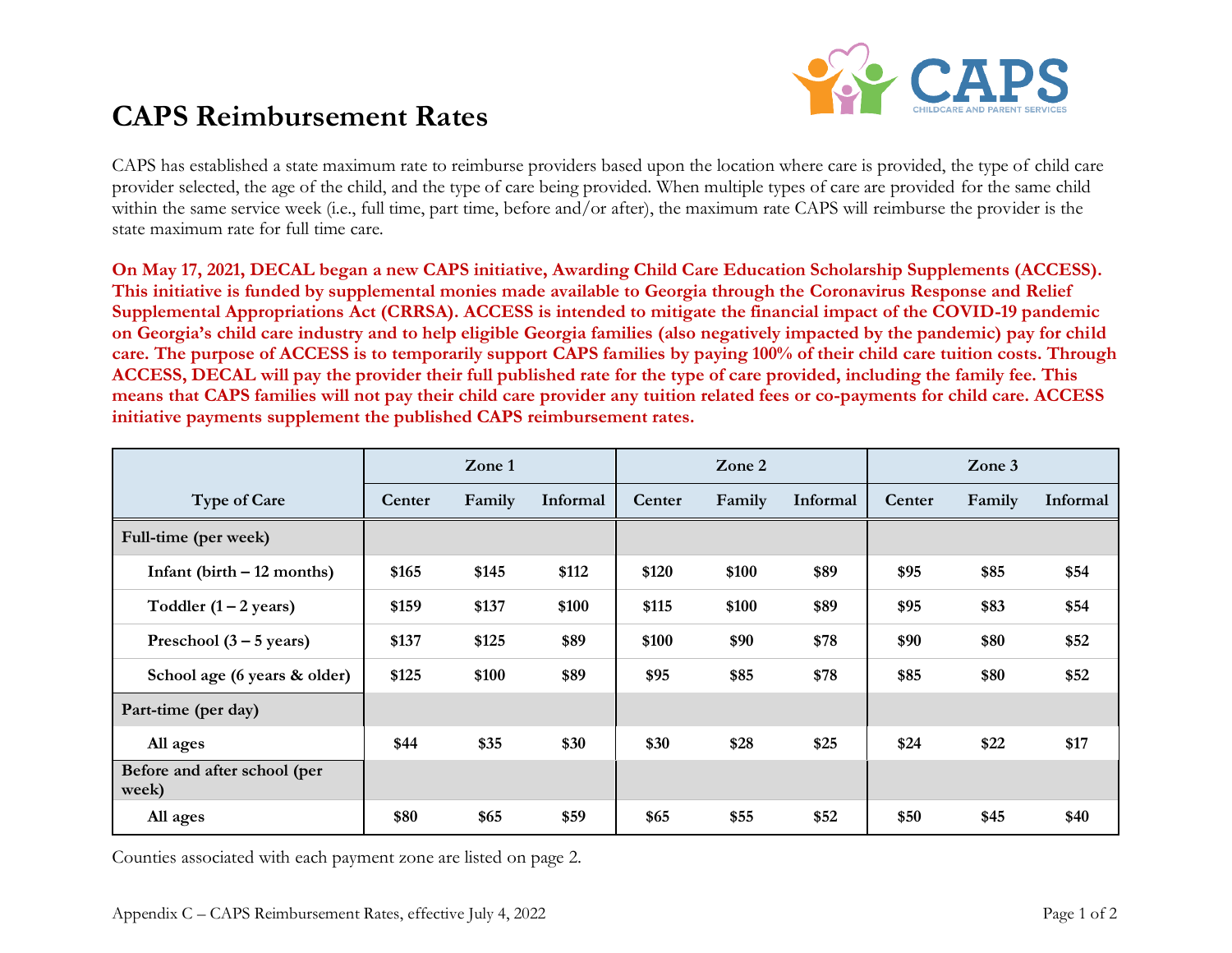# CAPS Reimbursement Rates

CAPS has established a state maximum rate to reimburse providers based upon the location where care is provided, the type of child care provider selected, the age of the child, and the type of care being provided. When multiple types of care are provided for the same child within the same service week (i.e., full time, part time, before and/or after), the maximum rate CAPS will reimburse the provider is the state maximum rate for full time care.

**On May 17, 2021, DECAL began a new CAPS initiative, Awarding Child Care Education Scholarship Supplements (ACCESS). This initiative is funded by supplemental monies made available to Georgia through the Coronavirus Response and Relief Supplemental Appropriations Act (CRRSA). ACCESS is intended to mitigate the financial impact of the COVID-19 pandemic on Georgia's child care industry and to help eligible Georgia families (also negatively impacted by the pandemic) pay for child care. The purpose of ACCESS is to temporarily support CAPS families by paying 100% of their child care tuition costs. Through ACCESS, DECAL will pay the provider their full published rate for the type of care provided, including the family fee. This means that CAPS families will not pay their child care provider any tuition related fees or co-payments for child care. ACCESS initiative payments supplement the published CAPS reimbursement rates.**

| | Zone 1 | | | Zone 2 | | | Zone 3 | | |
|---|---|---|---|---|---|---|---|---|---|
| **Type of Care** | **Center** | **Family** | **Informal** | **Center** | **Family** | **Informal** | **Center** | **Family** | **Informal** |
| **Full-time (per week)** | | | | | | | | | |
| **Infant (birth – 12 months)** | $165 | $145 | $112 | $120 | $100 | $89 | $95 | $85 | $54 |
| **Toddler (1 – 2 years)** | $159 | $137 | $100 | $115 | $100 | $89 | $95 | $83 | $54 |
| **Preschool (3 – 5 years)** | $137 | $125 | $89 | $100 | $90 | $78 | $90 | $80 | $52 |
| **School age (6 years & older)** | $125 | $100 | $89 | $95 | $85 | $78 | $85 | $80 | $52 |
| **Part-time (per day)** | | | | | | | | | |
| **All ages** | $44 | $35 | $30 | $30 | $28 | $25 | $24 | $22 | $17 |
| **Before and after school (per week)** | | | | | | | | | |
| **All ages** | $80 | $65 | $59 | $65 | $55 | $52 | $50 | $45 | $40 |

Counties associated with each payment zone are listed on page 2.

Appendix C – CAPS Reimbursement Rates, effective July 4, 2022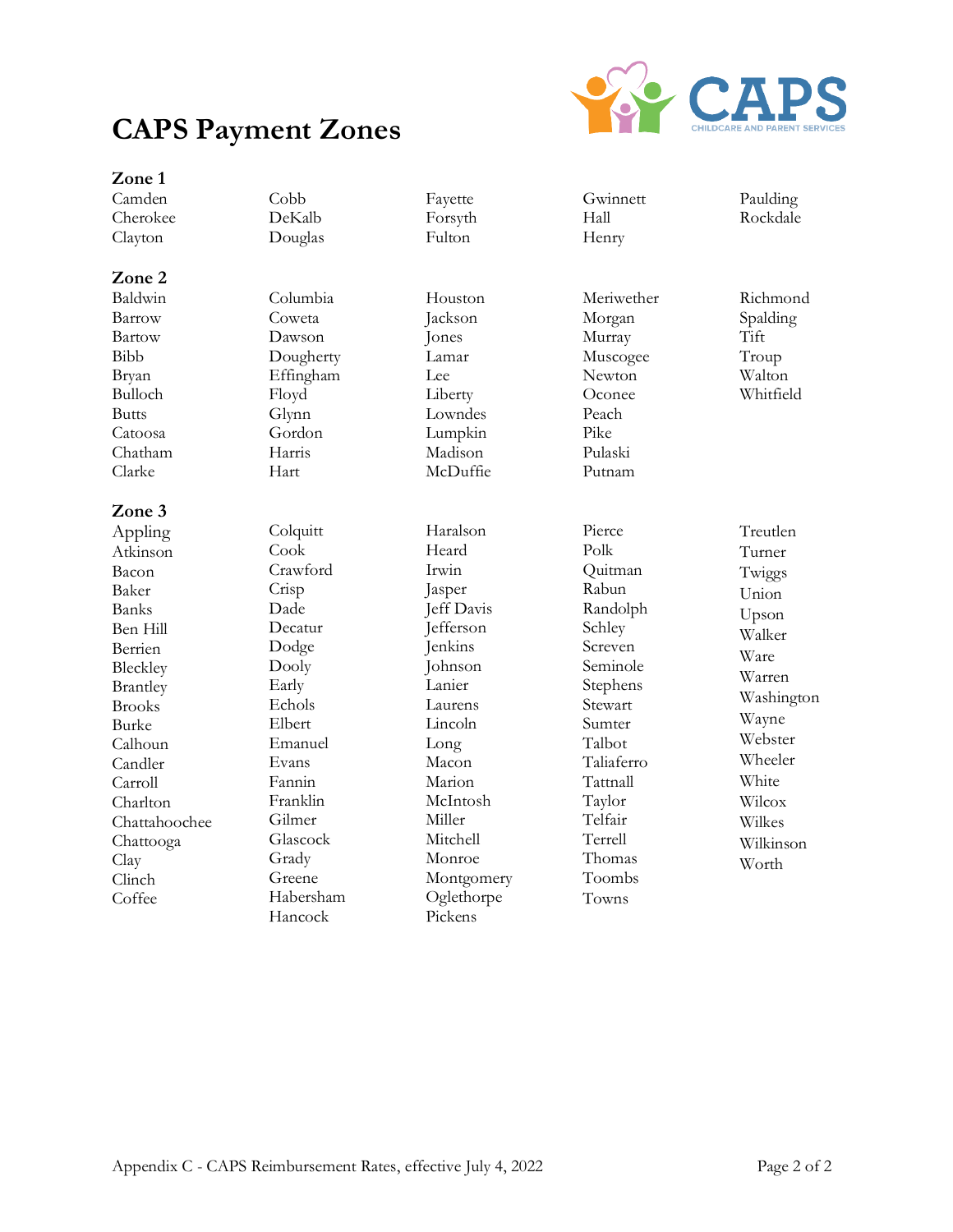# CAPS Payment Zones

**Zone 1**

| | | | | |
|---|---|---|---|---|
| Camden | Cobb | Fayette | Gwinnett | Paulding |
| Cherokee | DeKalb | Forsyth | Hall | Rockdale |
| Clayton | Douglas | Fulton | Henry | |

**Zone 2**

| | | | | |
|---|---|---|---|---|
| Baldwin | Columbia | Houston | Meriwether | Richmond |
| Barrow | Coweta | Jackson | Morgan | Spalding |
| Bartow | Dawson | Jones | Murray | Tift |
| Bibb | Dougherty | Lamar | Muscogee | Troup |
| Bryan | Effingham | Lee | Newton | Walton |
| Bulloch | Floyd | Liberty | Oconee | Whitfield |
| Butts | Glynn | Lowndes | Peach | |
| Catoosa | Gordon | Lumpkin | Pike | |
| Chatham | Harris | Madison | Pulaski | |
| Clarke | Hart | McDuffie | Putnam | |

**Zone 3**

| | | | | |
|---|---|---|---|---|
| Appling | Colquitt | Haralson | Pierce | Treutlen |
| Atkinson | Cook | Heard | Polk | Turner |
| Bacon | Crawford | Irwin | Quitman | Twiggs |
| Baker | Crisp | Jasper | Rabun | Union |
| Banks | Dade | Jeff Davis | Randolph | Upson |
| Ben Hill | Decatur | Jefferson | Schley | Walker |
| Berrien | Dodge | Jenkins | Screven | Ware |
| Bleckley | Dooly | Johnson | Seminole | Warren |
| Brantley | Early | Lanier | Stephens | Washington |
| Brooks | Echols | Laurens | Stewart | Wayne |
| Burke | Elbert | Lincoln | Sumter | Webster |
| Calhoun | Emanuel | Long | Talbot | Wheeler |
| Candler | Evans | Macon | Taliaferro | White |
| Carroll | Fannin | Marion | Tattnall | Wilcox |
| Charlton | Franklin | McIntosh | Taylor | Wilkes |
| Chattahoochee | Gilmer | Miller | Telfair | Wilkinson |
| Chattooga | Glascock | Mitchell | Terrell | Worth |
| Clay | Grady | Monroe | Thomas | |
| Clinch | Greene | Montgomery | Toombs | |
| Coffee | Habersham | Oglethorpe | Towns | |
| | Hancock | Pickens | | |

Appendix C - CAPS Reimbursement Rates, effective July 4, 2022